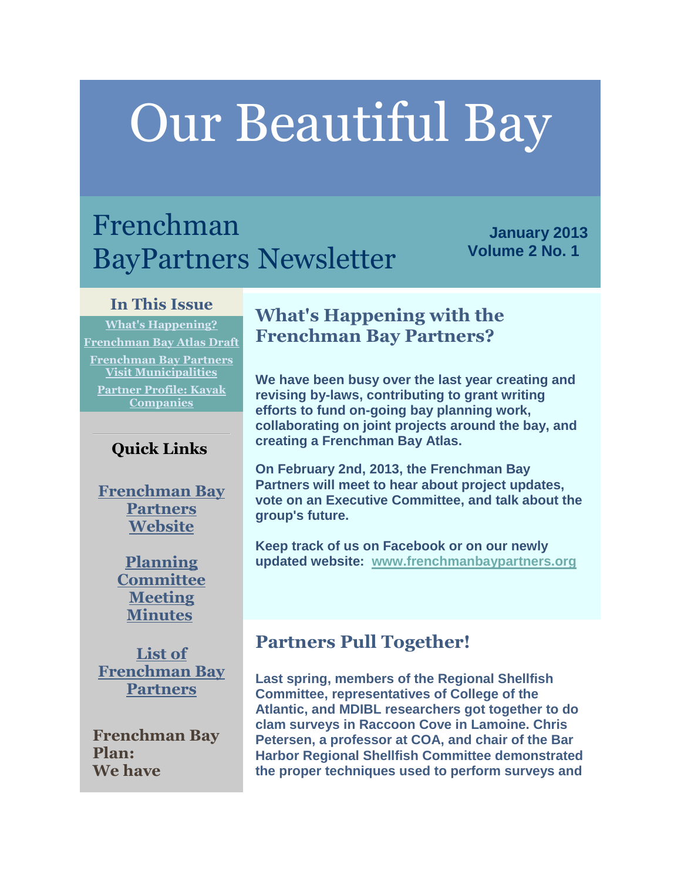# Our Beautiful Bay

## Frenchman BayPartners Newsletter

**January 2013**
**Volume 2 No. 1**

### In This Issue

What's Happening?
Frenchman Bay Atlas Draft
Frenchman Bay Partners Visit Municipalities
Partner Profile: Kayak Companies

### Quick Links

Frenchman Bay Partners Website

Planning Committee Meeting Minutes

List of Frenchman Bay Partners

**Frenchman Bay Plan:**
**We have**

## What's Happening with the Frenchman Bay Partners?

**We have been busy over the last year creating and revising by-laws, contributing to grant writing efforts to fund on-going bay planning work, collaborating on joint projects around the bay, and creating a Frenchman Bay Atlas.**

**On February 2nd, 2013, the Frenchman Bay Partners will meet to hear about project updates, vote on an Executive Committee, and talk about the group's future.**

**Keep track of us on Facebook or on our newly updated website: www.frenchmanbaypartners.org**

## Partners Pull Together!

**Last spring, members of the Regional Shellfish Committee, representatives of College of the Atlantic, and MDIBL researchers got together to do clam surveys in Raccoon Cove in Lamoine. Chris Petersen, a professor at COA, and chair of the Bar Harbor Regional Shellfish Committee demonstrated the proper techniques used to perform surveys and**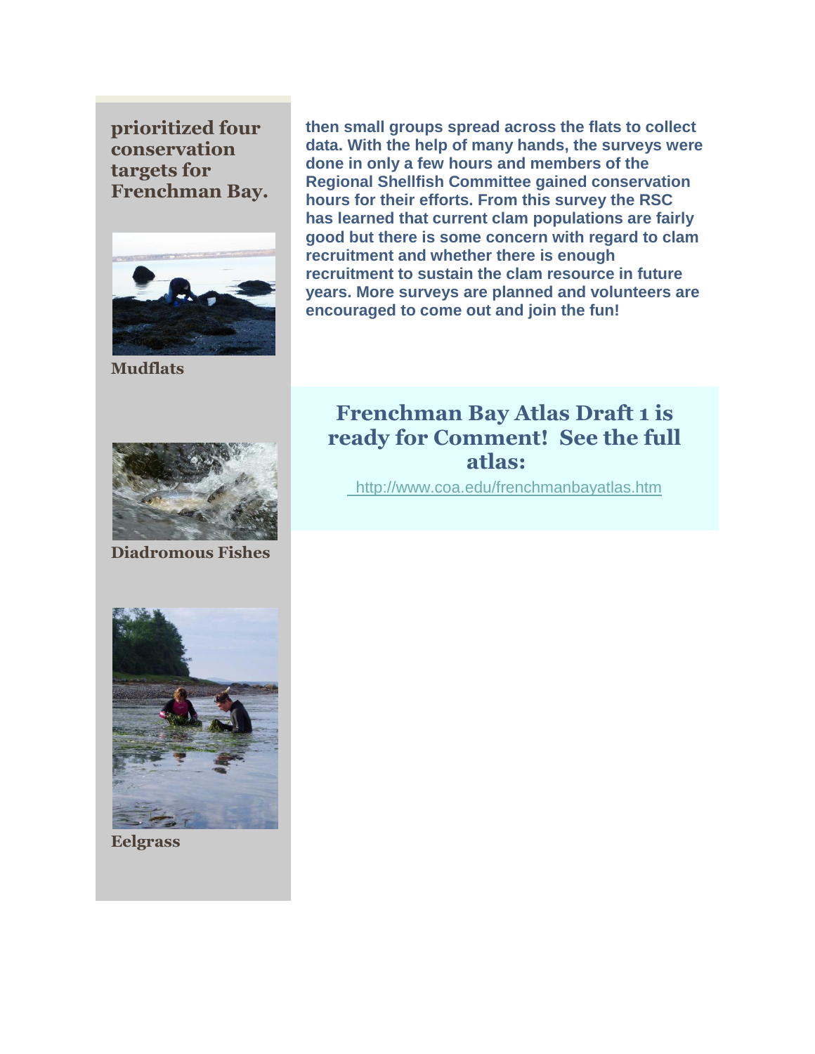**prioritized four conservation targets for Frenchman Bay.**

**Mudflats**

**Diadromous Fishes**

**Eelgrass**

**then small groups spread across the flats to collect data. With the help of many hands, the surveys were done in only a few hours and members of the Regional Shellfish Committee gained conservation hours for their efforts. From this survey the RSC has learned that current clam populations are fairly good but there is some concern with regard to clam recruitment and whether there is enough recruitment to sustain the clam resource in future years. More surveys are planned and volunteers are encouraged to come out and join the fun!**

## Frenchman Bay Atlas Draft 1 is ready for Comment! See the full atlas:

http://www.coa.edu/frenchmanbayatlas.htm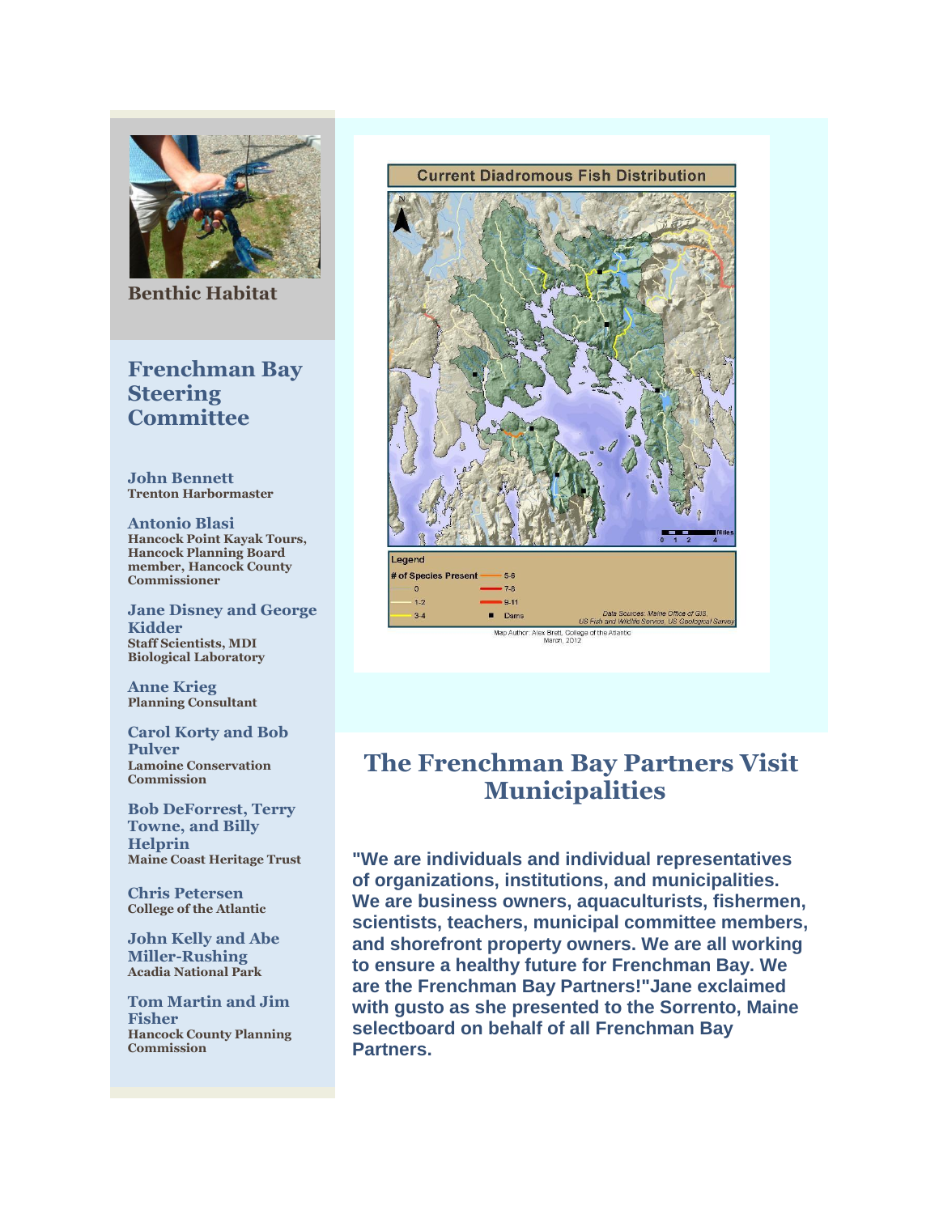**Benthic Habitat**

## Frenchman Bay Steering Committee

**John Bennett**
Trenton Harbormaster

**Antonio Blasi**
Hancock Point Kayak Tours, Hancock Planning Board member, Hancock County Commissioner

**Jane Disney and George Kidder**
Staff Scientists, MDI Biological Laboratory

**Anne Krieg**
Planning Consultant

**Carol Korty and Bob Pulver**
Lamoine Conservation Commission

**Bob DeForrest, Terry Towne, and Billy Helprin**
Maine Coast Heritage Trust

**Chris Petersen**
College of the Atlantic

**John Kelly and Abe Miller-Rushing**
Acadia National Park

**Tom Martin and Jim Fisher**
Hancock County Planning Commission

**Current Diadromous Fish Distribution**

Legend

| # of Species Present | | | |
|---|---|---|---|
| 0 | | 5-6 | |
| 1-2 | | 7-8 | |
| 3-4 | | 9-11 | |
| | | Dams | |

Data Sources: Maine Office of GIS, US Fish and Wildlife Service, US Geological Survey

Map Author: Alex Brett, College of the Atlantic
March, 2012

## The Frenchman Bay Partners Visit Municipalities

**"We are individuals and individual representatives of organizations, institutions, and municipalities. We are business owners, aquaculturists, fishermen, scientists, teachers, municipal committee members, and shorefront property owners. We are all working to ensure a healthy future for Frenchman Bay. We are the Frenchman Bay Partners!"Jane exclaimed with gusto as she presented to the Sorrento, Maine selectboard on behalf of all Frenchman Bay Partners.**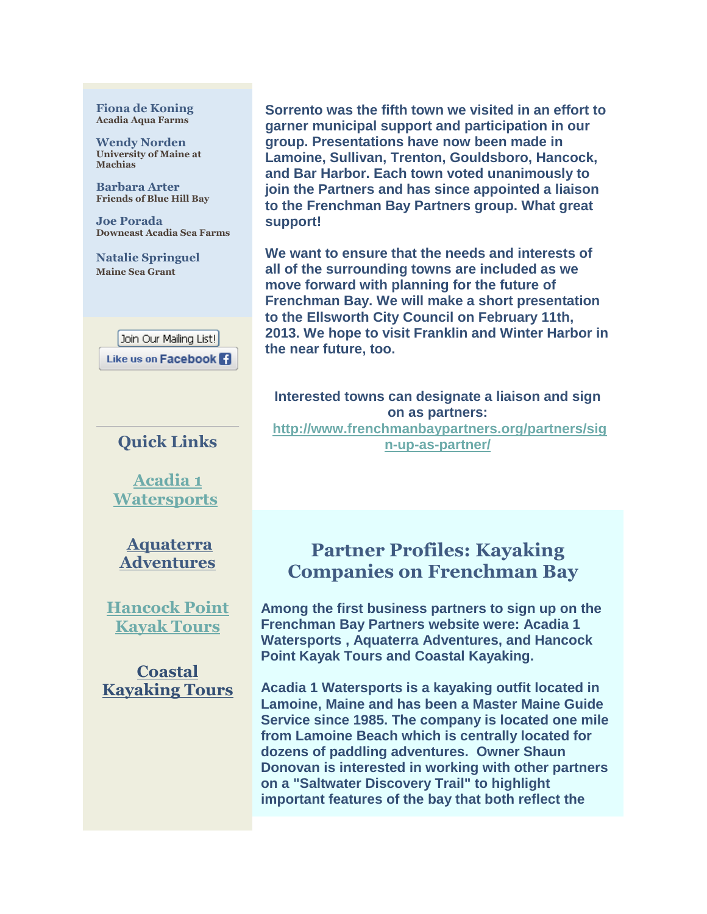**Fiona de Koning**
Acadia Aqua Farms

**Wendy Norden**
University of Maine at Machias

**Barbara Arter**
Friends of Blue Hill Bay

**Joe Porada**
Downeast Acadia Sea Farms

**Natalie Springuel**
Maine Sea Grant

Join Our Mailing List!

Like us on Facebook

## Quick Links

[Acadia 1 Watersports]

[Aquaterra Adventures]

[Hancock Point Kayak Tours]

[Coastal Kayaking Tours]

**Sorrento was the fifth town we visited in an effort to garner municipal support and participation in our group. Presentations have now been made in Lamoine, Sullivan, Trenton, Gouldsboro, Hancock, and Bar Harbor. Each town voted unanimously to join the Partners and has since appointed a liaison to the Frenchman Bay Partners group. What great support!**

**We want to ensure that the needs and interests of all of the surrounding towns are included as we move forward with planning for the future of Frenchman Bay. We will make a short presentation to the Ellsworth City Council on February 11th, 2013. We hope to visit Franklin and Winter Harbor in the near future, too.**

**Interested towns can designate a liaison and sign on as partners:**
**http://www.frenchmanbaypartners.org/partners/sign-up-as-partner/**

## Partner Profiles: Kayaking Companies on Frenchman Bay

**Among the first business partners to sign up on the Frenchman Bay Partners website were: Acadia 1 Watersports , Aquaterra Adventures, and Hancock Point Kayak Tours and Coastal Kayaking.**

**Acadia 1 Watersports is a kayaking outfit located in Lamoine, Maine and has been a Master Maine Guide Service since 1985. The company is located one mile from Lamoine Beach which is centrally located for dozens of paddling adventures. Owner Shaun Donovan is interested in working with other partners on a "Saltwater Discovery Trail" to highlight important features of the bay that both reflect the**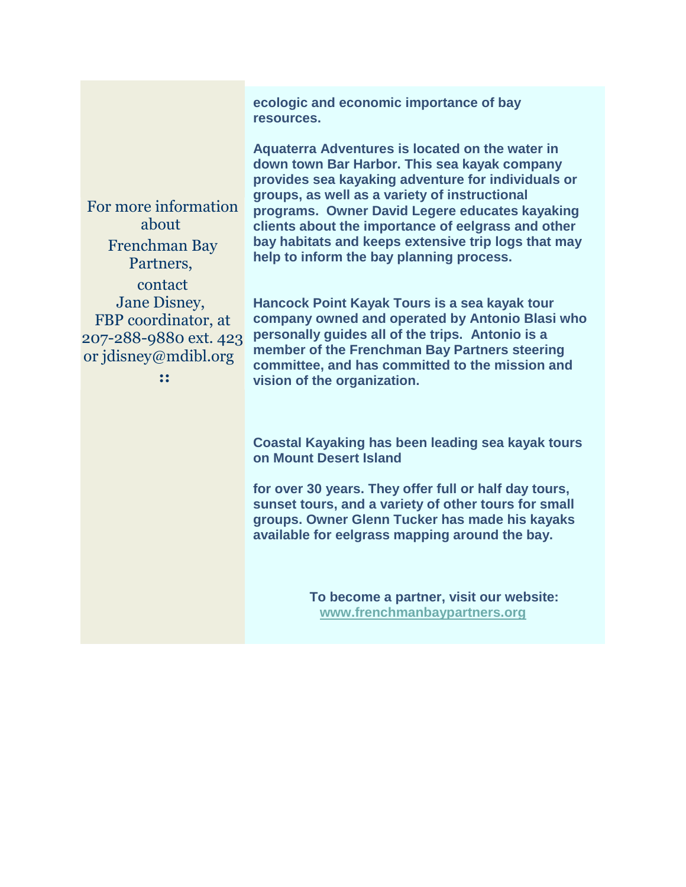For more information about Frenchman Bay Partners,

contact
Jane Disney,
FBP coordinator, at
207-288-9880 ext. 423
or jdisney@mdibl.org

::

**ecologic and economic importance of bay resources.**

**Aquaterra Adventures is located on the water in down town Bar Harbor. This sea kayak company provides sea kayaking adventure for individuals or groups, as well as a variety of instructional programs. Owner David Legere educates kayaking clients about the importance of eelgrass and other bay habitats and keeps extensive trip logs that may help to inform the bay planning process.**

**Hancock Point Kayak Tours is a sea kayak tour company owned and operated by Antonio Blasi who personally guides all of the trips. Antonio is a member of the Frenchman Bay Partners steering committee, and has committed to the mission and vision of the organization.**

**Coastal Kayaking has been leading sea kayak tours on Mount Desert Island**

**for over 30 years. They offer full or half day tours, sunset tours, and a variety of other tours for small groups. Owner Glenn Tucker has made his kayaks available for eelgrass mapping around the bay.**

**To become a partner, visit our website:**
**www.frenchmanbaypartners.org**